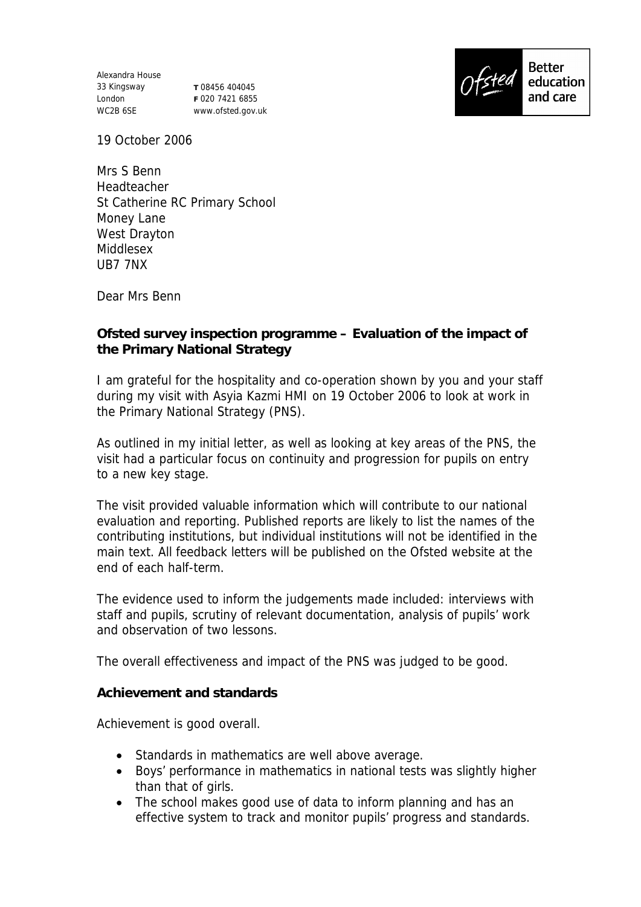Alexandra House
33 Kingsway
London
WC2B 6SE

**T** 08456 404045
**F** 020 7421 6855
www.ofsted.gov.uk

Ofsted Better education and care

19 October 2006

Mrs S Benn
Headteacher
St Catherine RC Primary School
Money Lane
West Drayton
Middlesex
UB7 7NX

Dear Mrs Benn

**Ofsted survey inspection programme – Evaluation of the impact of the Primary National Strategy**

I am grateful for the hospitality and co-operation shown by you and your staff during my visit with Asyia Kazmi HMI on 19 October 2006 to look at work in the Primary National Strategy (PNS).

As outlined in my initial letter, as well as looking at key areas of the PNS, the visit had a particular focus on continuity and progression for pupils on entry to a new key stage.

The visit provided valuable information which will contribute to our national evaluation and reporting. Published reports are likely to list the names of the contributing institutions, but individual institutions will not be identified in the main text. All feedback letters will be published on the Ofsted website at the end of each half-term.

The evidence used to inform the judgements made included: interviews with staff and pupils, scrutiny of relevant documentation, analysis of pupils' work and observation of two lessons.

The overall effectiveness and impact of the PNS was judged to be good.

**Achievement and standards**

Achievement is good overall.

- Standards in mathematics are well above average.
- Boys' performance in mathematics in national tests was slightly higher than that of girls.
- The school makes good use of data to inform planning and has an effective system to track and monitor pupils' progress and standards.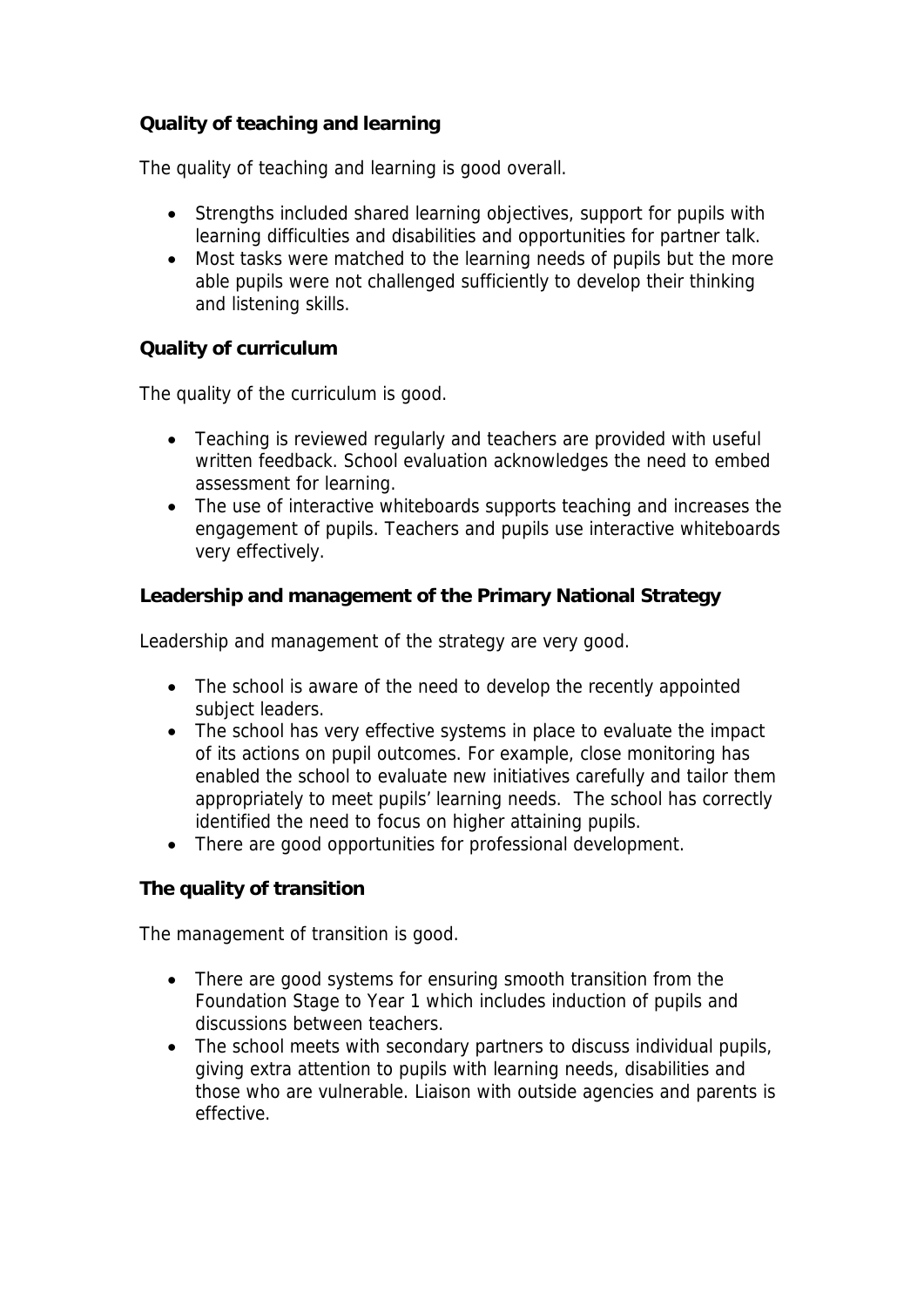### Quality of teaching and learning

The quality of teaching and learning is good overall.

- Strengths included shared learning objectives, support for pupils with learning difficulties and disabilities and opportunities for partner talk.
- Most tasks were matched to the learning needs of pupils but the more able pupils were not challenged sufficiently to develop their thinking and listening skills.

### Quality of curriculum

The quality of the curriculum is good.

- Teaching is reviewed regularly and teachers are provided with useful written feedback. School evaluation acknowledges the need to embed assessment for learning.
- The use of interactive whiteboards supports teaching and increases the engagement of pupils. Teachers and pupils use interactive whiteboards very effectively.

### Leadership and management of the Primary National Strategy

Leadership and management of the strategy are very good.

- The school is aware of the need to develop the recently appointed subject leaders.
- The school has very effective systems in place to evaluate the impact of its actions on pupil outcomes. For example, close monitoring has enabled the school to evaluate new initiatives carefully and tailor them appropriately to meet pupils' learning needs. The school has correctly identified the need to focus on higher attaining pupils.
- There are good opportunities for professional development.

### The quality of transition

The management of transition is good.

- There are good systems for ensuring smooth transition from the Foundation Stage to Year 1 which includes induction of pupils and discussions between teachers.
- The school meets with secondary partners to discuss individual pupils, giving extra attention to pupils with learning needs, disabilities and those who are vulnerable. Liaison with outside agencies and parents is effective.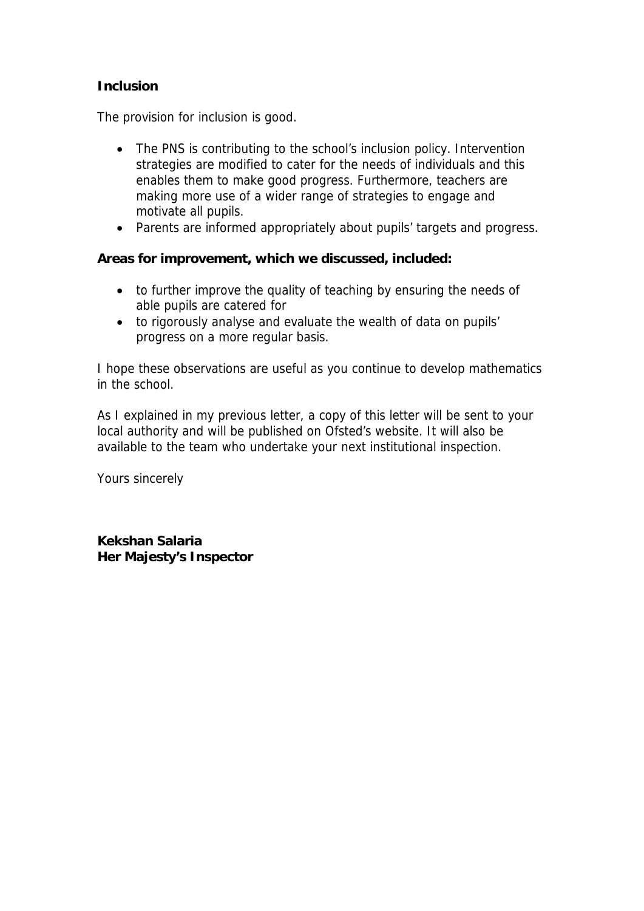**Inclusion**

The provision for inclusion is good.

- The PNS is contributing to the school's inclusion policy. Intervention strategies are modified to cater for the needs of individuals and this enables them to make good progress. Furthermore, teachers are making more use of a wider range of strategies to engage and motivate all pupils.
- Parents are informed appropriately about pupils' targets and progress.

**Areas for improvement, which we discussed, included:**

- to further improve the quality of teaching by ensuring the needs of able pupils are catered for
- to rigorously analyse and evaluate the wealth of data on pupils' progress on a more regular basis.

I hope these observations are useful as you continue to develop mathematics in the school.

As I explained in my previous letter, a copy of this letter will be sent to your local authority and will be published on Ofsted's website. It will also be available to the team who undertake your next institutional inspection.

Yours sincerely

**Kekshan Salaria**
**Her Majesty's Inspector**